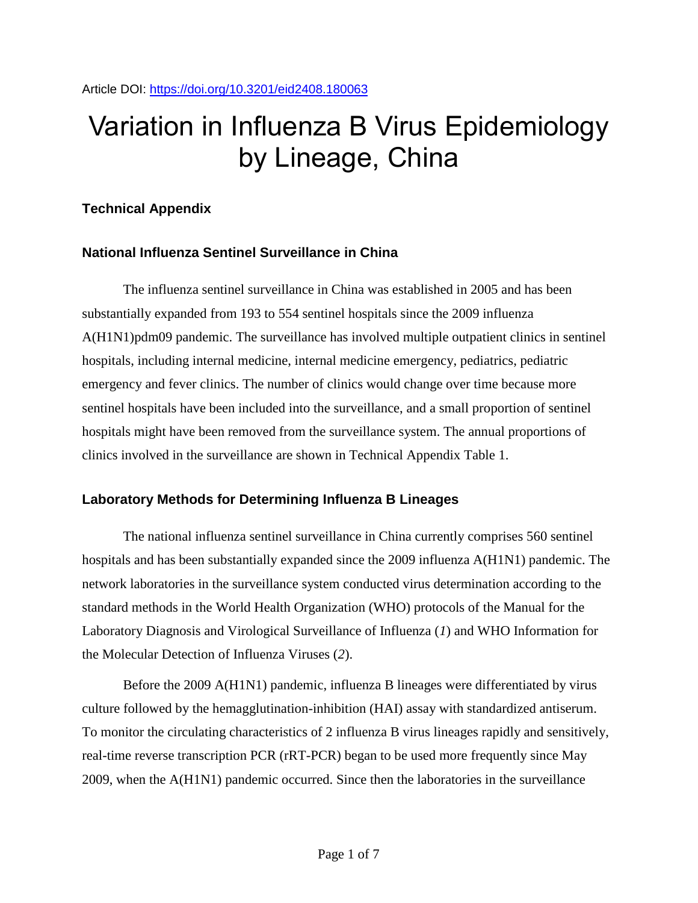Article DOI: https://doi.org/10.3201/eid2408.180063

# Variation in Influenza B Virus Epidemiology by Lineage, China

## Technical Appendix

### National Influenza Sentinel Surveillance in China

The influenza sentinel surveillance in China was established in 2005 and has been substantially expanded from 193 to 554 sentinel hospitals since the 2009 influenza A(H1N1)pdm09 pandemic. The surveillance has involved multiple outpatient clinics in sentinel hospitals, including internal medicine, internal medicine emergency, pediatrics, pediatric emergency and fever clinics. The number of clinics would change over time because more sentinel hospitals have been included into the surveillance, and a small proportion of sentinel hospitals might have been removed from the surveillance system. The annual proportions of clinics involved in the surveillance are shown in Technical Appendix Table 1.

### Laboratory Methods for Determining Influenza B Lineages

The national influenza sentinel surveillance in China currently comprises 560 sentinel hospitals and has been substantially expanded since the 2009 influenza A(H1N1) pandemic. The network laboratories in the surveillance system conducted virus determination according to the standard methods in the World Health Organization (WHO) protocols of the Manual for the Laboratory Diagnosis and Virological Surveillance of Influenza (*1*) and WHO Information for the Molecular Detection of Influenza Viruses (*2*).

Before the 2009 A(H1N1) pandemic, influenza B lineages were differentiated by virus culture followed by the hemagglutination-inhibition (HAI) assay with standardized antiserum. To monitor the circulating characteristics of 2 influenza B virus lineages rapidly and sensitively, real-time reverse transcription PCR (rRT-PCR) began to be used more frequently since May 2009, when the A(H1N1) pandemic occurred. Since then the laboratories in the surveillance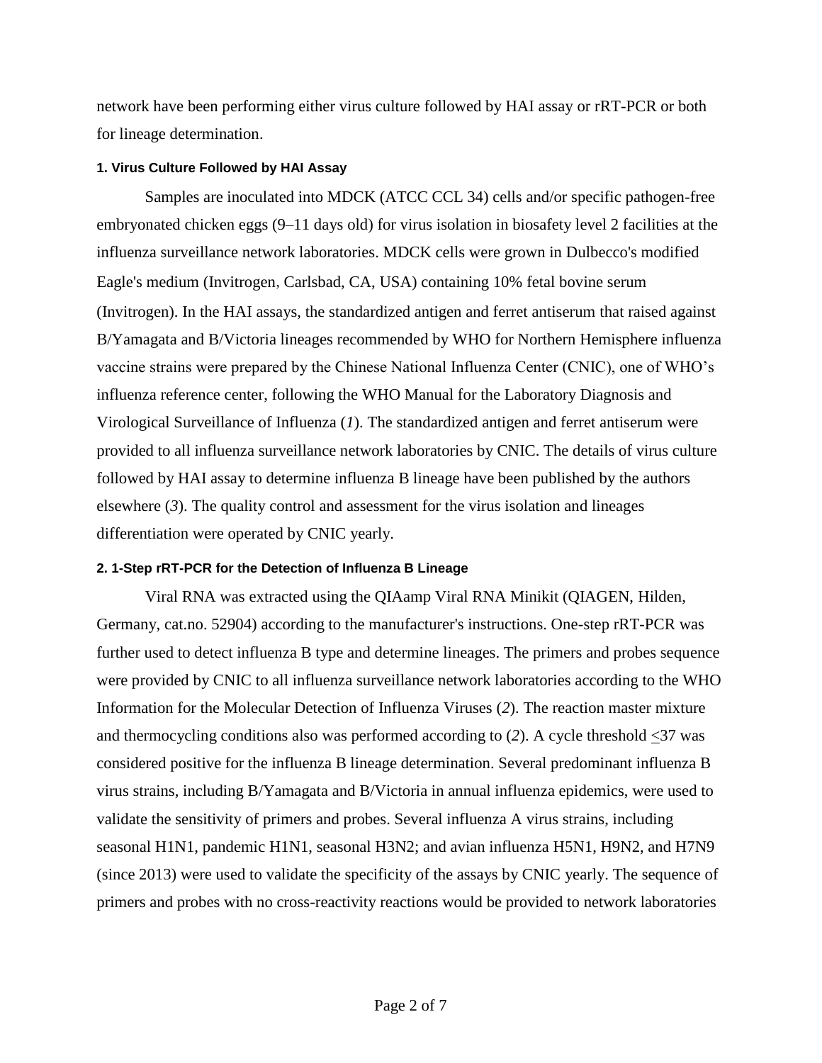network have been performing either virus culture followed by HAI assay or rRT-PCR or both for lineage determination.

#### 1. Virus Culture Followed by HAI Assay

Samples are inoculated into MDCK (ATCC CCL 34) cells and/or specific pathogen-free embryonated chicken eggs (9–11 days old) for virus isolation in biosafety level 2 facilities at the influenza surveillance network laboratories. MDCK cells were grown in Dulbecco's modified Eagle's medium (Invitrogen, Carlsbad, CA, USA) containing 10% fetal bovine serum (Invitrogen). In the HAI assays, the standardized antigen and ferret antiserum that raised against B/Yamagata and B/Victoria lineages recommended by WHO for Northern Hemisphere influenza vaccine strains were prepared by the Chinese National Influenza Center (CNIC), one of WHO's influenza reference center, following the WHO Manual for the Laboratory Diagnosis and Virological Surveillance of Influenza (*1*). The standardized antigen and ferret antiserum were provided to all influenza surveillance network laboratories by CNIC. The details of virus culture followed by HAI assay to determine influenza B lineage have been published by the authors elsewhere (*3*). The quality control and assessment for the virus isolation and lineages differentiation were operated by CNIC yearly.

#### 2. 1-Step rRT-PCR for the Detection of Influenza B Lineage

Viral RNA was extracted using the QIAamp Viral RNA Minikit (QIAGEN, Hilden, Germany, cat.no. 52904) according to the manufacturer's instructions. One-step rRT-PCR was further used to detect influenza B type and determine lineages. The primers and probes sequence were provided by CNIC to all influenza surveillance network laboratories according to the WHO Information for the Molecular Detection of Influenza Viruses (*2*). The reaction master mixture and thermocycling conditions also was performed according to (*2*). A cycle threshold $\leq$37 was considered positive for the influenza B lineage determination. Several predominant influenza B virus strains, including B/Yamagata and B/Victoria in annual influenza epidemics, were used to validate the sensitivity of primers and probes. Several influenza A virus strains, including seasonal H1N1, pandemic H1N1, seasonal H3N2; and avian influenza H5N1, H9N2, and H7N9 (since 2013) were used to validate the specificity of the assays by CNIC yearly. The sequence of primers and probes with no cross-reactivity reactions would be provided to network laboratories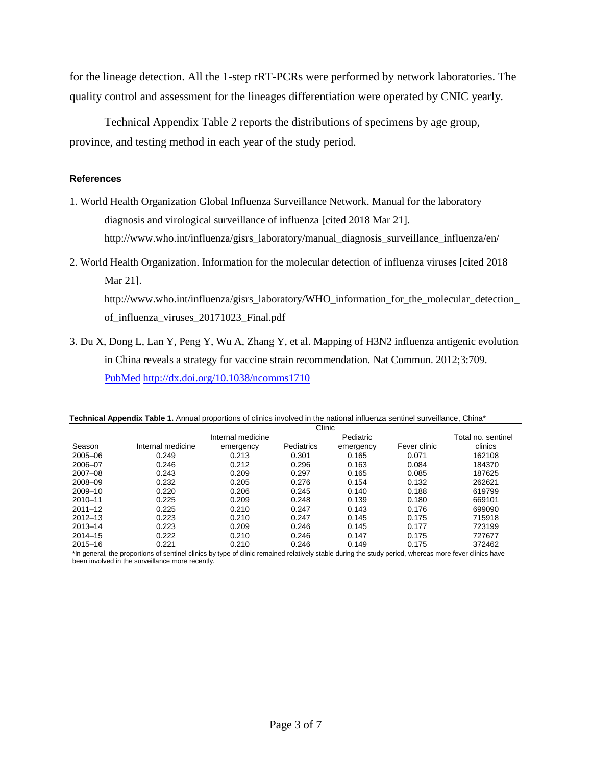for the lineage detection. All the 1-step rRT-PCRs were performed by network laboratories. The quality control and assessment for the lineages differentiation were operated by CNIC yearly.

Technical Appendix Table 2 reports the distributions of specimens by age group, province, and testing method in each year of the study period.

### References

1. World Health Organization Global Influenza Surveillance Network. Manual for the laboratory diagnosis and virological surveillance of influenza [cited 2018 Mar 21]. http://www.who.int/influenza/gisrs_laboratory/manual_diagnosis_surveillance_influenza/en/

2. World Health Organization. Information for the molecular detection of influenza viruses [cited 2018 Mar 21]. http://www.who.int/influenza/gisrs_laboratory/WHO_information_for_the_molecular_detection_of_influenza_viruses_20171023_Final.pdf

3. Du X, Dong L, Lan Y, Peng Y, Wu A, Zhang Y, et al. Mapping of H3N2 influenza antigenic evolution in China reveals a strategy for vaccine strain recommendation. Nat Commun. 2012;3:709. PubMed http://dx.doi.org/10.1038/ncomms1710

**Technical Appendix Table 1.** Annual proportions of clinics involved in the national influenza sentinel surveillance, China*

| | Clinic | | | | | |
|---|---|---|---|---|---|---|
| Season | Internal medicine | Internal medicine emergency | Pediatrics | Pediatric emergency | Fever clinic | Total no. sentinel clinics |
| 2005–06 | 0.249 | 0.213 | 0.301 | 0.165 | 0.071 | 162108 |
| 2006–07 | 0.246 | 0.212 | 0.296 | 0.163 | 0.084 | 184370 |
| 2007–08 | 0.243 | 0.209 | 0.297 | 0.165 | 0.085 | 187625 |
| 2008–09 | 0.232 | 0.205 | 0.276 | 0.154 | 0.132 | 262621 |
| 2009–10 | 0.220 | 0.206 | 0.245 | 0.140 | 0.188 | 619799 |
| 2010–11 | 0.225 | 0.209 | 0.248 | 0.139 | 0.180 | 669101 |
| 2011–12 | 0.225 | 0.210 | 0.247 | 0.143 | 0.176 | 699090 |
| 2012–13 | 0.223 | 0.210 | 0.247 | 0.145 | 0.175 | 715918 |
| 2013–14 | 0.223 | 0.209 | 0.246 | 0.145 | 0.177 | 723199 |
| 2014–15 | 0.222 | 0.210 | 0.246 | 0.147 | 0.175 | 727677 |
| 2015–16 | 0.221 | 0.210 | 0.246 | 0.149 | 0.175 | 372462 |

*In general, the proportions of sentinel clinics by type of clinic remained relatively stable during the study period, whereas more fever clinics have been involved in the surveillance more recently.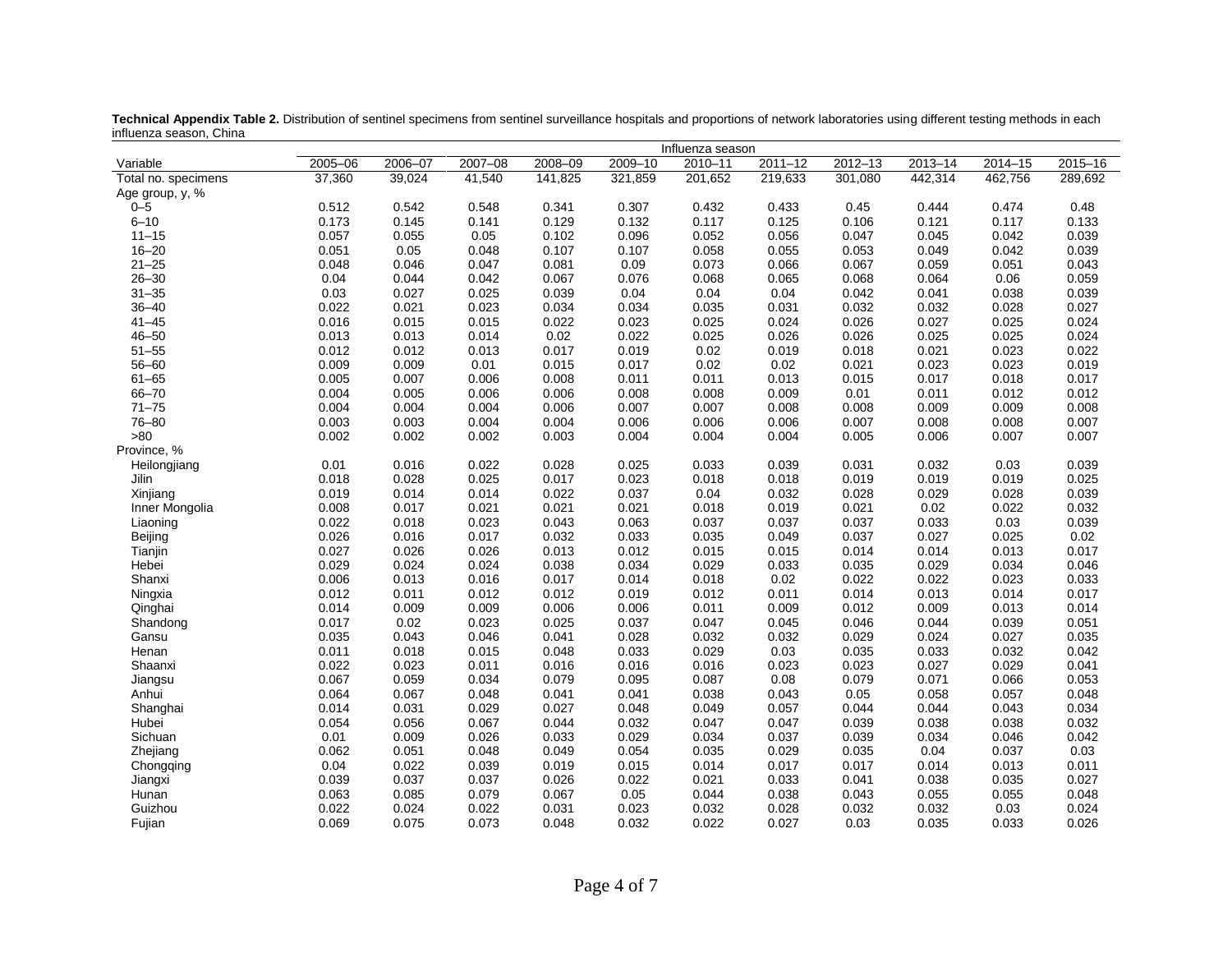**Technical Appendix Table 2.** Distribution of sentinel specimens from sentinel surveillance hospitals and proportions of network laboratories using different testing methods in each influenza season, China

| Variable | Influenza season | | | | | | | | | | |
|---|---|---|---|---|---|---|---|---|---|---|---|
| | 2005–06 | 2006–07 | 2007–08 | 2008–09 | 2009–10 | 2010–11 | 2011–12 | 2012–13 | 2013–14 | 2014–15 | 2015–16 |
| Total no. specimens | 37,360 | 39,024 | 41,540 | 141,825 | 321,859 | 201,652 | 219,633 | 301,080 | 442,314 | 462,756 | 289,692 |
| Age group, y, % | | | | | | | | | | | |
| 0–5 | 0.512 | 0.542 | 0.548 | 0.341 | 0.307 | 0.432 | 0.433 | 0.45 | 0.444 | 0.474 | 0.48 |
| 6–10 | 0.173 | 0.145 | 0.141 | 0.129 | 0.132 | 0.117 | 0.125 | 0.106 | 0.121 | 0.117 | 0.133 |
| 11–15 | 0.057 | 0.055 | 0.05 | 0.102 | 0.096 | 0.052 | 0.056 | 0.047 | 0.045 | 0.042 | 0.039 |
| 16–20 | 0.051 | 0.05 | 0.048 | 0.107 | 0.107 | 0.058 | 0.055 | 0.053 | 0.049 | 0.042 | 0.039 |
| 21–25 | 0.048 | 0.046 | 0.047 | 0.081 | 0.09 | 0.073 | 0.066 | 0.067 | 0.059 | 0.051 | 0.043 |
| 26–30 | 0.04 | 0.044 | 0.042 | 0.067 | 0.076 | 0.068 | 0.065 | 0.068 | 0.064 | 0.06 | 0.059 |
| 31–35 | 0.03 | 0.027 | 0.025 | 0.039 | 0.04 | 0.04 | 0.04 | 0.042 | 0.041 | 0.038 | 0.039 |
| 36–40 | 0.022 | 0.021 | 0.023 | 0.034 | 0.034 | 0.035 | 0.031 | 0.032 | 0.032 | 0.028 | 0.027 |
| 41–45 | 0.016 | 0.015 | 0.015 | 0.022 | 0.023 | 0.025 | 0.024 | 0.026 | 0.027 | 0.025 | 0.024 |
| 46–50 | 0.013 | 0.013 | 0.014 | 0.02 | 0.022 | 0.025 | 0.026 | 0.026 | 0.025 | 0.025 | 0.024 |
| 51–55 | 0.012 | 0.012 | 0.013 | 0.017 | 0.019 | 0.02 | 0.019 | 0.018 | 0.021 | 0.023 | 0.022 |
| 56–60 | 0.009 | 0.009 | 0.01 | 0.015 | 0.017 | 0.02 | 0.02 | 0.021 | 0.023 | 0.023 | 0.019 |
| 61–65 | 0.005 | 0.007 | 0.006 | 0.008 | 0.011 | 0.011 | 0.013 | 0.015 | 0.017 | 0.018 | 0.017 |
| 66–70 | 0.004 | 0.005 | 0.006 | 0.006 | 0.008 | 0.008 | 0.009 | 0.01 | 0.011 | 0.012 | 0.012 |
| 71–75 | 0.004 | 0.004 | 0.004 | 0.006 | 0.007 | 0.007 | 0.008 | 0.008 | 0.009 | 0.009 | 0.008 |
| 76–80 | 0.003 | 0.003 | 0.004 | 0.004 | 0.006 | 0.006 | 0.006 | 0.007 | 0.008 | 0.008 | 0.007 |
| >80 | 0.002 | 0.002 | 0.002 | 0.003 | 0.004 | 0.004 | 0.004 | 0.005 | 0.006 | 0.007 | 0.007 |
| Province, % | | | | | | | | | | | |
| Heilongjiang | 0.01 | 0.016 | 0.022 | 0.028 | 0.025 | 0.033 | 0.039 | 0.031 | 0.032 | 0.03 | 0.039 |
| Jilin | 0.018 | 0.028 | 0.025 | 0.017 | 0.023 | 0.018 | 0.018 | 0.019 | 0.019 | 0.019 | 0.025 |
| Xinjiang | 0.019 | 0.014 | 0.014 | 0.022 | 0.037 | 0.04 | 0.032 | 0.028 | 0.029 | 0.028 | 0.039 |
| Inner Mongolia | 0.008 | 0.017 | 0.021 | 0.021 | 0.021 | 0.018 | 0.019 | 0.021 | 0.02 | 0.022 | 0.032 |
| Liaoning | 0.022 | 0.018 | 0.023 | 0.043 | 0.063 | 0.037 | 0.037 | 0.037 | 0.033 | 0.03 | 0.039 |
| Beijing | 0.026 | 0.016 | 0.017 | 0.032 | 0.033 | 0.035 | 0.049 | 0.037 | 0.027 | 0.025 | 0.02 |
| Tianjin | 0.027 | 0.026 | 0.026 | 0.013 | 0.012 | 0.015 | 0.015 | 0.014 | 0.014 | 0.013 | 0.017 |
| Hebei | 0.029 | 0.024 | 0.024 | 0.038 | 0.034 | 0.029 | 0.033 | 0.035 | 0.029 | 0.034 | 0.046 |
| Shanxi | 0.006 | 0.013 | 0.016 | 0.017 | 0.014 | 0.018 | 0.02 | 0.022 | 0.022 | 0.023 | 0.033 |
| Ningxia | 0.012 | 0.011 | 0.012 | 0.012 | 0.019 | 0.012 | 0.011 | 0.014 | 0.013 | 0.014 | 0.017 |
| Qinghai | 0.014 | 0.009 | 0.009 | 0.006 | 0.006 | 0.011 | 0.009 | 0.012 | 0.009 | 0.013 | 0.014 |
| Shandong | 0.017 | 0.02 | 0.023 | 0.025 | 0.037 | 0.047 | 0.045 | 0.046 | 0.044 | 0.039 | 0.051 |
| Gansu | 0.035 | 0.043 | 0.046 | 0.041 | 0.028 | 0.032 | 0.032 | 0.029 | 0.024 | 0.027 | 0.035 |
| Henan | 0.011 | 0.018 | 0.015 | 0.048 | 0.033 | 0.029 | 0.03 | 0.035 | 0.033 | 0.032 | 0.042 |
| Shaanxi | 0.022 | 0.023 | 0.011 | 0.016 | 0.016 | 0.016 | 0.023 | 0.023 | 0.027 | 0.029 | 0.041 |
| Jiangsu | 0.067 | 0.059 | 0.034 | 0.079 | 0.095 | 0.087 | 0.08 | 0.079 | 0.071 | 0.066 | 0.053 |
| Anhui | 0.064 | 0.067 | 0.048 | 0.041 | 0.041 | 0.038 | 0.043 | 0.05 | 0.058 | 0.057 | 0.048 |
| Shanghai | 0.014 | 0.031 | 0.029 | 0.027 | 0.048 | 0.049 | 0.057 | 0.044 | 0.044 | 0.043 | 0.034 |
| Hubei | 0.054 | 0.056 | 0.067 | 0.044 | 0.032 | 0.047 | 0.047 | 0.039 | 0.038 | 0.038 | 0.032 |
| Sichuan | 0.01 | 0.009 | 0.026 | 0.033 | 0.029 | 0.034 | 0.037 | 0.039 | 0.034 | 0.046 | 0.042 |
| Zhejiang | 0.062 | 0.051 | 0.048 | 0.049 | 0.054 | 0.035 | 0.029 | 0.035 | 0.04 | 0.037 | 0.03 |
| Chongqing | 0.04 | 0.022 | 0.039 | 0.019 | 0.015 | 0.014 | 0.017 | 0.017 | 0.014 | 0.013 | 0.011 |
| Jiangxi | 0.039 | 0.037 | 0.037 | 0.026 | 0.022 | 0.021 | 0.033 | 0.041 | 0.038 | 0.035 | 0.027 |
| Hunan | 0.063 | 0.085 | 0.079 | 0.067 | 0.05 | 0.044 | 0.038 | 0.043 | 0.055 | 0.055 | 0.048 |
| Guizhou | 0.022 | 0.024 | 0.022 | 0.031 | 0.023 | 0.032 | 0.028 | 0.032 | 0.032 | 0.03 | 0.024 |
| Fujian | 0.069 | 0.075 | 0.073 | 0.048 | 0.032 | 0.022 | 0.027 | 0.03 | 0.035 | 0.033 | 0.026 |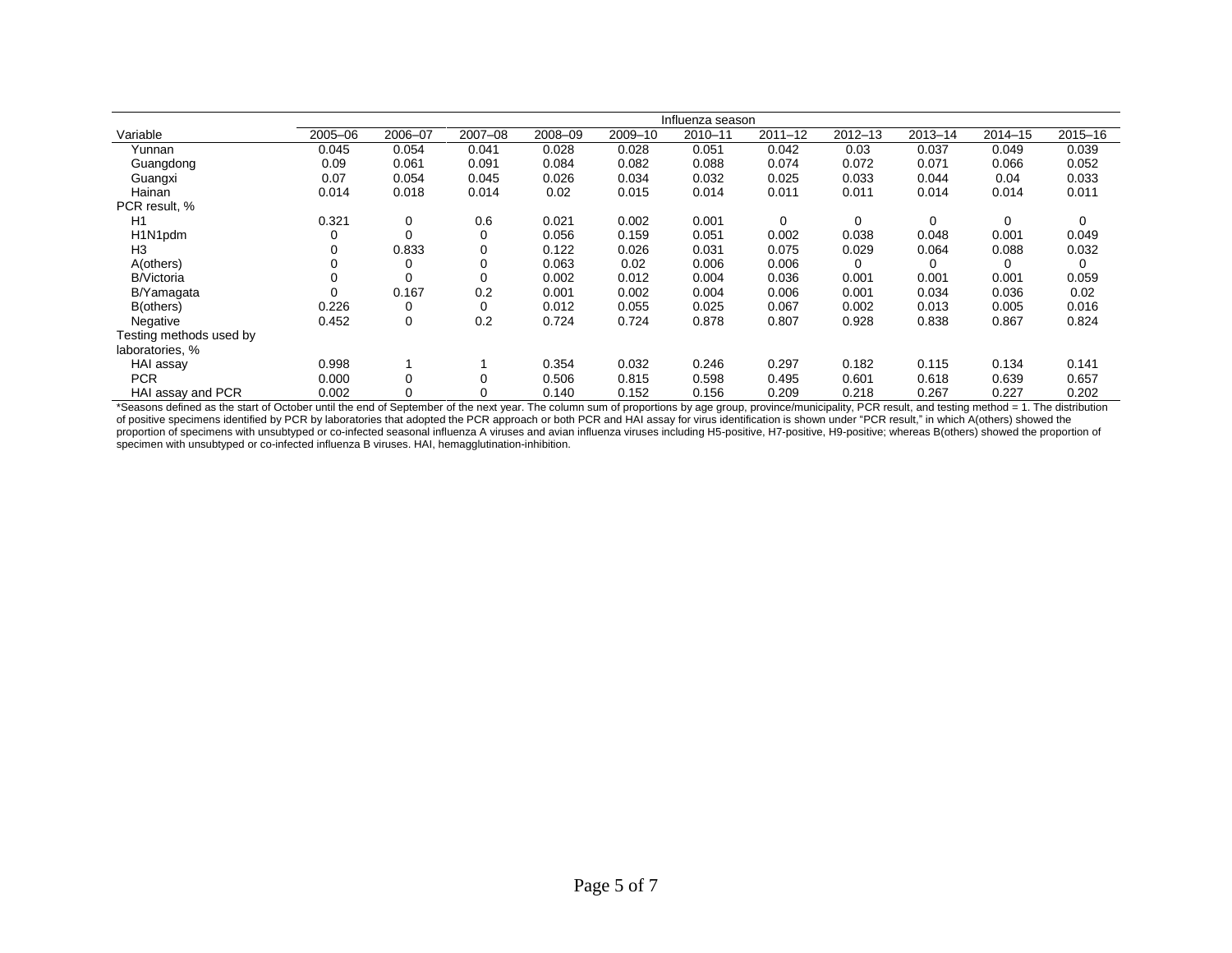| Variable | Influenza season | | | | | | | | | | |
|---|---|---|---|---|---|---|---|---|---|---|---|
| | 2005–06 | 2006–07 | 2007–08 | 2008–09 | 2009–10 | 2010–11 | 2011–12 | 2012–13 | 2013–14 | 2014–15 | 2015–16 |
| Yunnan | 0.045 | 0.054 | 0.041 | 0.028 | 0.028 | 0.051 | 0.042 | 0.03 | 0.037 | 0.049 | 0.039 |
| Guangdong | 0.09 | 0.061 | 0.091 | 0.084 | 0.082 | 0.088 | 0.074 | 0.072 | 0.071 | 0.066 | 0.052 |
| Guangxi | 0.07 | 0.054 | 0.045 | 0.026 | 0.034 | 0.032 | 0.025 | 0.033 | 0.044 | 0.04 | 0.033 |
| Hainan | 0.014 | 0.018 | 0.014 | 0.02 | 0.015 | 0.014 | 0.011 | 0.011 | 0.014 | 0.014 | 0.011 |
| PCR result, % | | | | | | | | | | | |
| H1 | 0.321 | 0 | 0.6 | 0.021 | 0.002 | 0.001 | 0 | 0 | 0 | 0 | 0 |
| H1N1pdm | 0 | 0 | 0 | 0.056 | 0.159 | 0.051 | 0.002 | 0.038 | 0.048 | 0.001 | 0.049 |
| H3 | 0 | 0.833 | 0 | 0.122 | 0.026 | 0.031 | 0.075 | 0.029 | 0.064 | 0.088 | 0.032 |
| A(others) | 0 | 0 | 0 | 0.063 | 0.02 | 0.006 | 0.006 | 0 | 0 | 0 | 0 |
| B/Victoria | 0 | 0 | 0 | 0.002 | 0.012 | 0.004 | 0.036 | 0.001 | 0.001 | 0.001 | 0.059 |
| B/Yamagata | 0 | 0.167 | 0.2 | 0.001 | 0.002 | 0.004 | 0.006 | 0.001 | 0.034 | 0.036 | 0.02 |
| B(others) | 0.226 | 0 | 0 | 0.012 | 0.055 | 0.025 | 0.067 | 0.002 | 0.013 | 0.005 | 0.016 |
| Negative | 0.452 | 0 | 0.2 | 0.724 | 0.724 | 0.878 | 0.807 | 0.928 | 0.838 | 0.867 | 0.824 |
| Testing methods used by laboratories, % | | | | | | | | | | | |
| HAI assay | 0.998 | 1 | 1 | 0.354 | 0.032 | 0.246 | 0.297 | 0.182 | 0.115 | 0.134 | 0.141 |
| PCR | 0.000 | 0 | 0 | 0.506 | 0.815 | 0.598 | 0.495 | 0.601 | 0.618 | 0.639 | 0.657 |
| HAI assay and PCR | 0.002 | 0 | 0 | 0.140 | 0.152 | 0.156 | 0.209 | 0.218 | 0.267 | 0.227 | 0.202 |

*Seasons defined as the start of October until the end of September of the next year. The column sum of proportions by age group, province/municipality, PCR result, and testing method = 1. The distribution of positive specimens identified by PCR by laboratories that adopted the PCR approach or both PCR and HAI assay for virus identification is shown under "PCR result," in which A(others) showed the proportion of specimens with unsubtyped or co-infected seasonal influenza A viruses and avian influenza viruses including H5-positive, H7-positive, H9-positive; whereas B(others) showed the proportion of specimen with unsubtyped or co-infected influenza B viruses. HAI, hemagglutination-inhibition.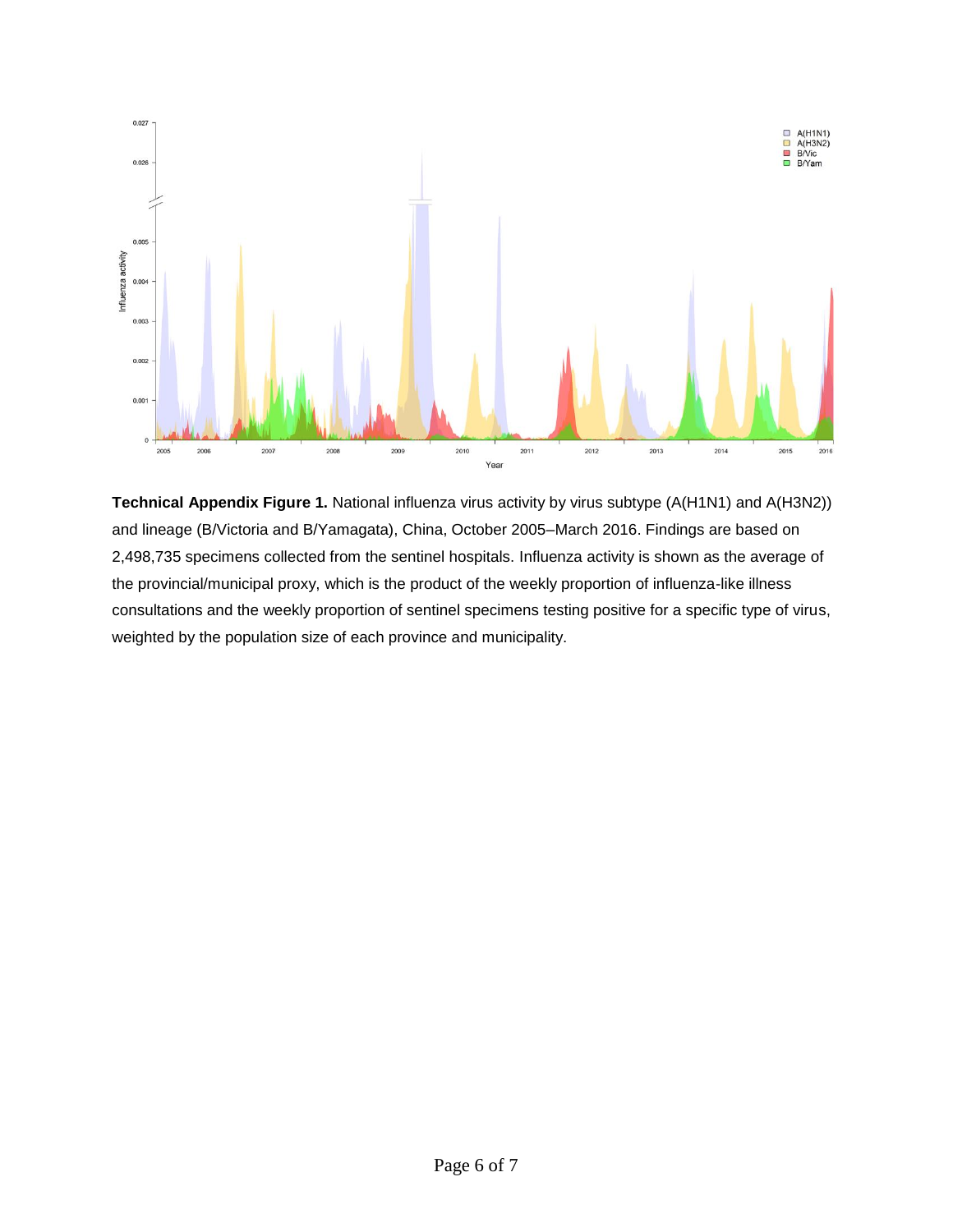**Technical Appendix Figure 1.** National influenza virus activity by virus subtype (A(H1N1) and A(H3N2)) and lineage (B/Victoria and B/Yamagata), China, October 2005–March 2016. Findings are based on 2,498,735 specimens collected from the sentinel hospitals. Influenza activity is shown as the average of the provincial/municipal proxy, which is the product of the weekly proportion of influenza-like illness consultations and the weekly proportion of sentinel specimens testing positive for a specific type of virus, weighted by the population size of each province and municipality.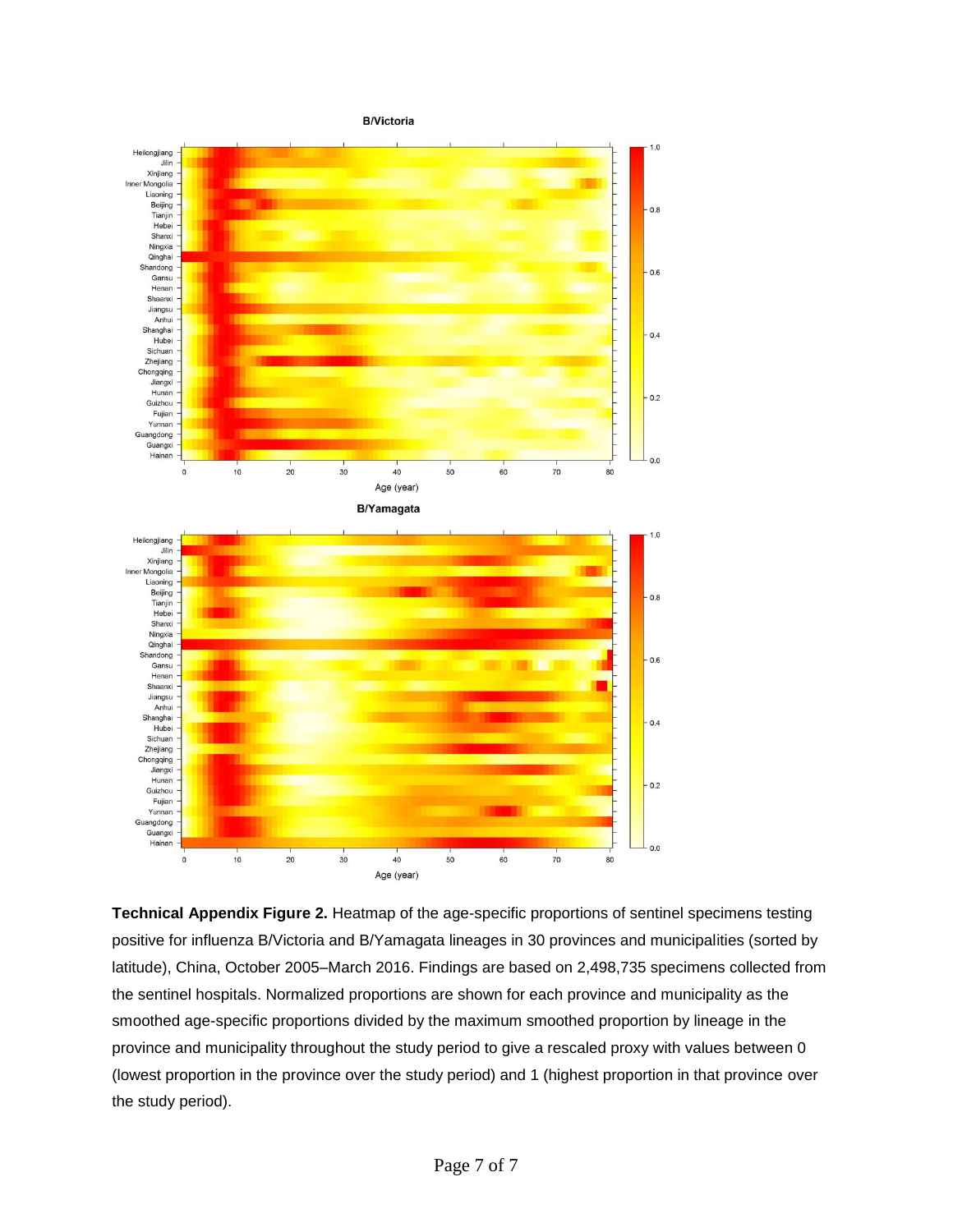B/Victoria

Heilongjiang
Jilin
Xinjiang
Inner Mongolia
Liaoning
Beijing
Tianjin
Hebei
Shanxi
Ningxia
Qinghai
Shandong
Gansu
Henan
Shaanxi
Jiangsu
Anhui
Shanghai
Hubei
Sichuan
Zhejiang
Chongqing
Jiangxi
Hunan
Guizhou
Fujian
Yunnan
Guangdong
Guangxi
Hainan

0 10 20 30 40 50 60 70 80

Age (year)

0.0 0.2 0.4 0.6 0.8 1.0

B/Yamagata

Heilongjiang
Jilin
Xinjiang
Inner Mongolia
Liaoning
Beijing
Tianjin
Hebei
Shanxi
Ningxia
Qinghai
Shandong
Gansu
Henan
Shaanxi
Jiangsu
Anhui
Shanghai
Hubei
Sichuan
Zhejiang
Chongqing
Jiangxi
Hunan
Guizhou
Fujian
Yunnan
Guangdong
Guangxi
Hainan

0 10 20 30 40 50 60 70 80

Age (year)

0.0 0.2 0.4 0.6 0.8 1.0

**Technical Appendix Figure 2.** Heatmap of the age-specific proportions of sentinel specimens testing positive for influenza B/Victoria and B/Yamagata lineages in 30 provinces and municipalities (sorted by latitude), China, October 2005–March 2016. Findings are based on 2,498,735 specimens collected from the sentinel hospitals. Normalized proportions are shown for each province and municipality as the smoothed age-specific proportions divided by the maximum smoothed proportion by lineage in the province and municipality throughout the study period to give a rescaled proxy with values between 0 (lowest proportion in the province over the study period) and 1 (highest proportion in that province over the study period).